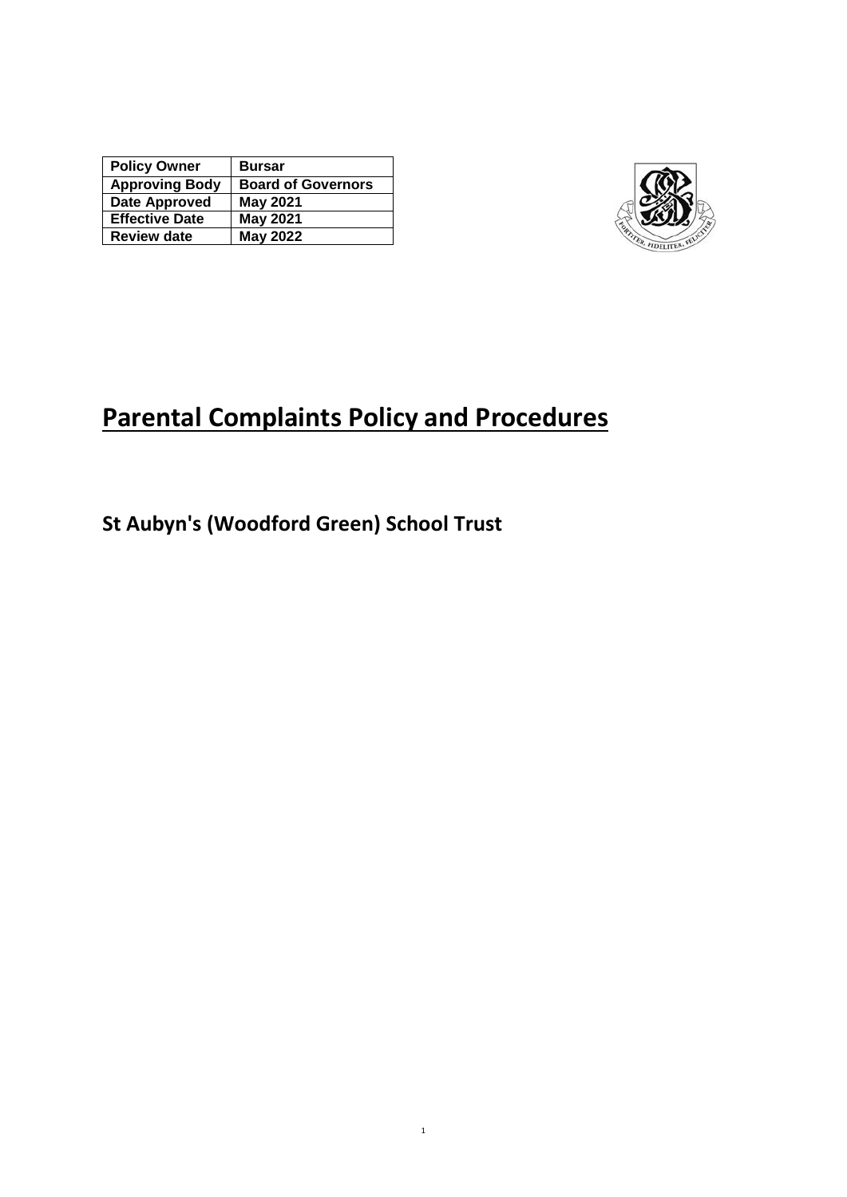| Policy Owner | Bursar |
| --- | --- |
| Approving Body | Board of Governors |
| Date Approved | May 2021 |
| Effective Date | May 2021 |
| Review date | May 2022 |

# Parental Complaints Policy and Procedures

## St Aubyn's (Woodford Green) School Trust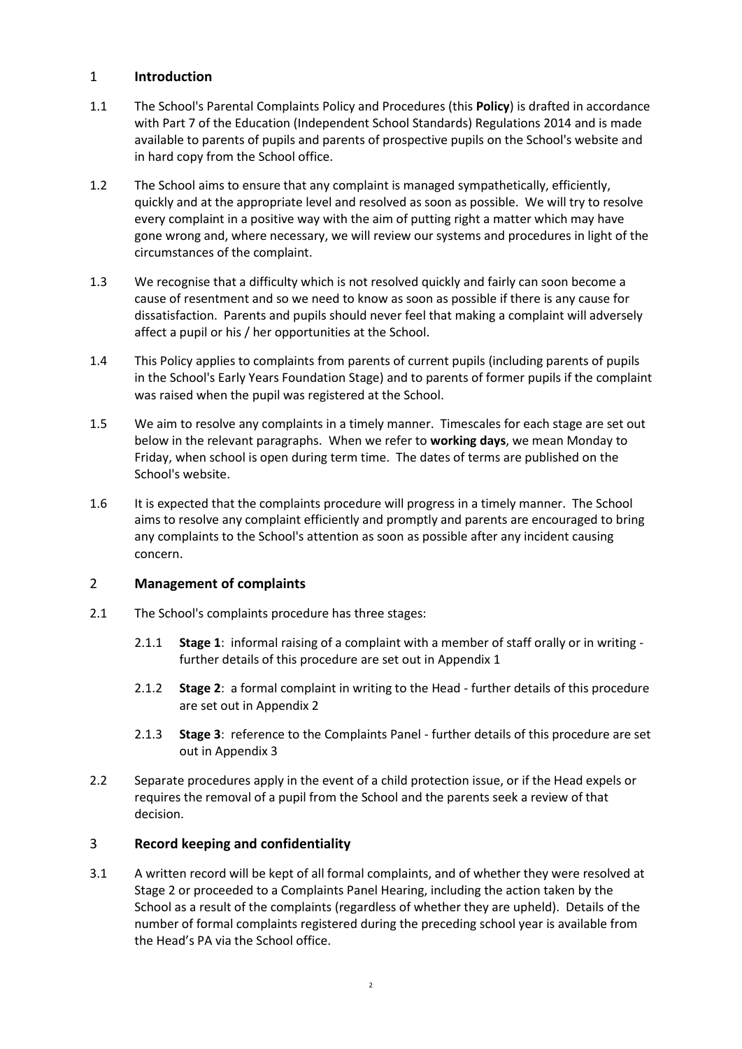## 1 Introduction

1.1 The School's Parental Complaints Policy and Procedures (this **Policy**) is drafted in accordance with Part 7 of the Education (Independent School Standards) Regulations 2014 and is made available to parents of pupils and parents of prospective pupils on the School's website and in hard copy from the School office.

1.2 The School aims to ensure that any complaint is managed sympathetically, efficiently, quickly and at the appropriate level and resolved as soon as possible. We will try to resolve every complaint in a positive way with the aim of putting right a matter which may have gone wrong and, where necessary, we will review our systems and procedures in light of the circumstances of the complaint.

1.3 We recognise that a difficulty which is not resolved quickly and fairly can soon become a cause of resentment and so we need to know as soon as possible if there is any cause for dissatisfaction. Parents and pupils should never feel that making a complaint will adversely affect a pupil or his / her opportunities at the School.

1.4 This Policy applies to complaints from parents of current pupils (including parents of pupils in the School's Early Years Foundation Stage) and to parents of former pupils if the complaint was raised when the pupil was registered at the School.

1.5 We aim to resolve any complaints in a timely manner. Timescales for each stage are set out below in the relevant paragraphs. When we refer to **working days**, we mean Monday to Friday, when school is open during term time. The dates of terms are published on the School's website.

1.6 It is expected that the complaints procedure will progress in a timely manner. The School aims to resolve any complaint efficiently and promptly and parents are encouraged to bring any complaints to the School's attention as soon as possible after any incident causing concern.

## 2 Management of complaints

2.1 The School's complaints procedure has three stages:

2.1.1 **Stage 1**: informal raising of a complaint with a member of staff orally or in writing - further details of this procedure are set out in Appendix 1

2.1.2 **Stage 2**: a formal complaint in writing to the Head - further details of this procedure are set out in Appendix 2

2.1.3 **Stage 3**: reference to the Complaints Panel - further details of this procedure are set out in Appendix 3

2.2 Separate procedures apply in the event of a child protection issue, or if the Head expels or requires the removal of a pupil from the School and the parents seek a review of that decision.

## 3 Record keeping and confidentiality

3.1 A written record will be kept of all formal complaints, and of whether they were resolved at Stage 2 or proceeded to a Complaints Panel Hearing, including the action taken by the School as a result of the complaints (regardless of whether they are upheld). Details of the number of formal complaints registered during the preceding school year is available from the Head's PA via the School office.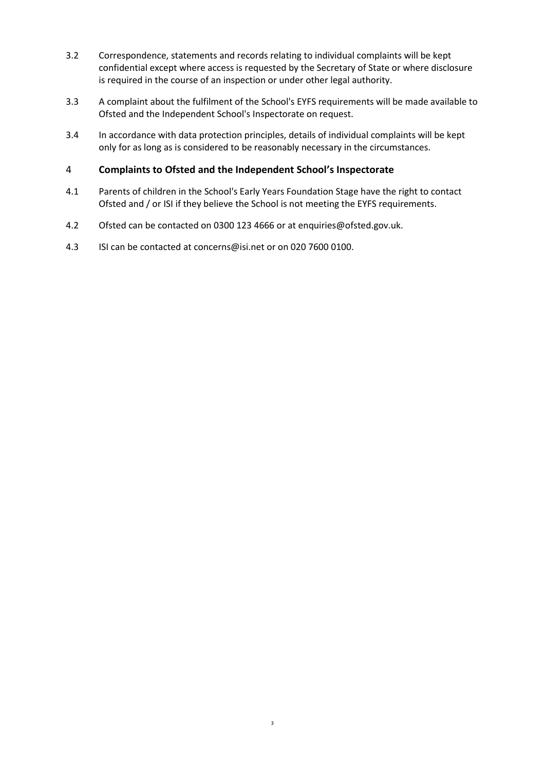3.2 Correspondence, statements and records relating to individual complaints will be kept confidential except where access is requested by the Secretary of State or where disclosure is required in the course of an inspection or under other legal authority.

3.3 A complaint about the fulfilment of the School's EYFS requirements will be made available to Ofsted and the Independent School's Inspectorate on request.

3.4 In accordance with data protection principles, details of individual complaints will be kept only for as long as is considered to be reasonably necessary in the circumstances.

## 4 Complaints to Ofsted and the Independent School's Inspectorate

4.1 Parents of children in the School's Early Years Foundation Stage have the right to contact Ofsted and / or ISI if they believe the School is not meeting the EYFS requirements.

4.2 Ofsted can be contacted on 0300 123 4666 or at enquiries@ofsted.gov.uk.

4.3 ISI can be contacted at concerns@isi.net or on 020 7600 0100.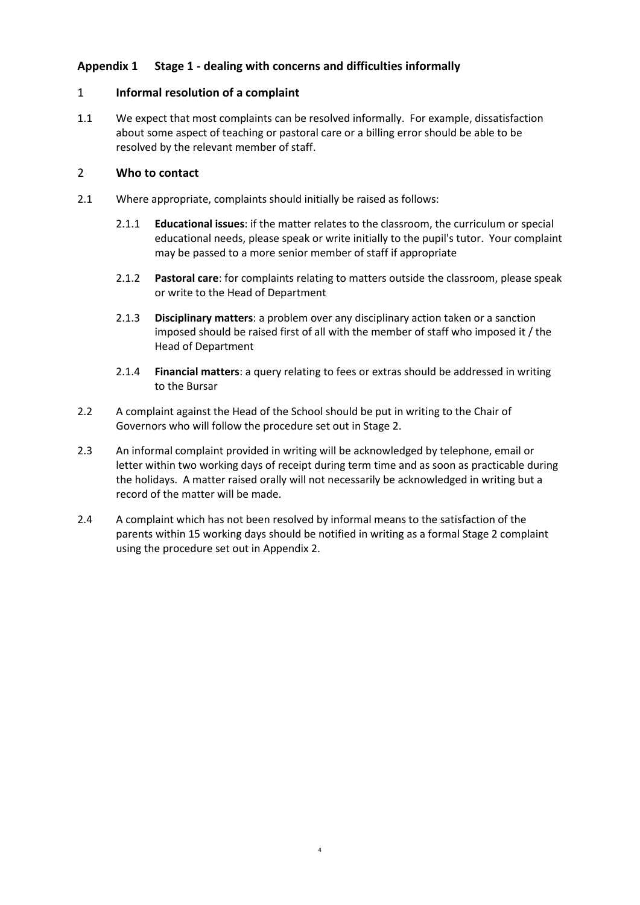## Appendix 1 Stage 1 - dealing with concerns and difficulties informally

### 1 Informal resolution of a complaint

1.1 We expect that most complaints can be resolved informally. For example, dissatisfaction about some aspect of teaching or pastoral care or a billing error should be able to be resolved by the relevant member of staff.

### 2 Who to contact

2.1 Where appropriate, complaints should initially be raised as follows:

2.1.1 **Educational issues**: if the matter relates to the classroom, the curriculum or special educational needs, please speak or write initially to the pupil's tutor. Your complaint may be passed to a more senior member of staff if appropriate

2.1.2 **Pastoral care**: for complaints relating to matters outside the classroom, please speak or write to the Head of Department

2.1.3 **Disciplinary matters**: a problem over any disciplinary action taken or a sanction imposed should be raised first of all with the member of staff who imposed it / the Head of Department

2.1.4 **Financial matters**: a query relating to fees or extras should be addressed in writing to the Bursar

2.2 A complaint against the Head of the School should be put in writing to the Chair of Governors who will follow the procedure set out in Stage 2.

2.3 An informal complaint provided in writing will be acknowledged by telephone, email or letter within two working days of receipt during term time and as soon as practicable during the holidays. A matter raised orally will not necessarily be acknowledged in writing but a record of the matter will be made.

2.4 A complaint which has not been resolved by informal means to the satisfaction of the parents within 15 working days should be notified in writing as a formal Stage 2 complaint using the procedure set out in Appendix 2.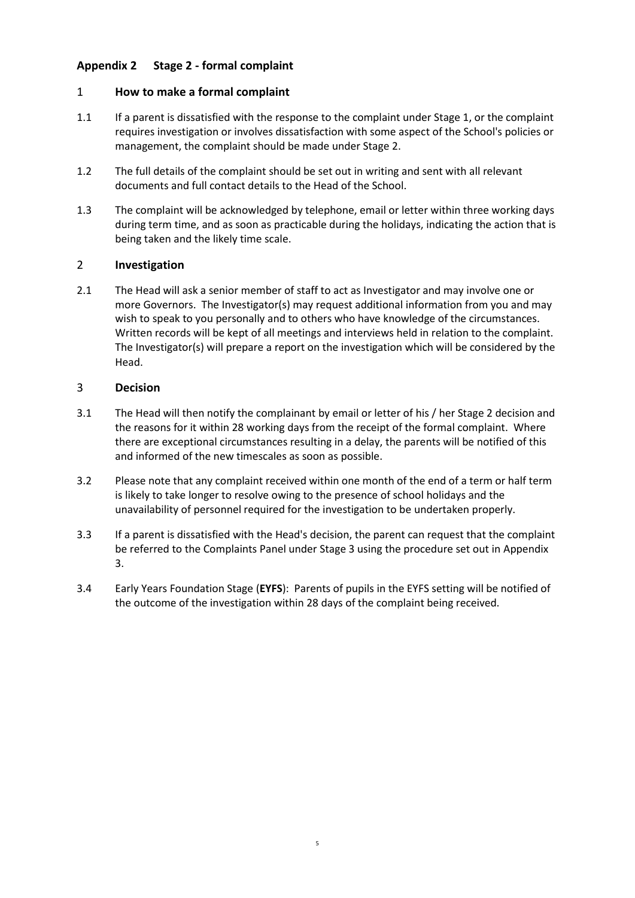## Appendix 2 Stage 2 - formal complaint

### 1 How to make a formal complaint

1.1 If a parent is dissatisfied with the response to the complaint under Stage 1, or the complaint requires investigation or involves dissatisfaction with some aspect of the School's policies or management, the complaint should be made under Stage 2.

1.2 The full details of the complaint should be set out in writing and sent with all relevant documents and full contact details to the Head of the School.

1.3 The complaint will be acknowledged by telephone, email or letter within three working days during term time, and as soon as practicable during the holidays, indicating the action that is being taken and the likely time scale.

### 2 Investigation

2.1 The Head will ask a senior member of staff to act as Investigator and may involve one or more Governors. The Investigator(s) may request additional information from you and may wish to speak to you personally and to others who have knowledge of the circumstances. Written records will be kept of all meetings and interviews held in relation to the complaint. The Investigator(s) will prepare a report on the investigation which will be considered by the Head.

### 3 Decision

3.1 The Head will then notify the complainant by email or letter of his / her Stage 2 decision and the reasons for it within 28 working days from the receipt of the formal complaint. Where there are exceptional circumstances resulting in a delay, the parents will be notified of this and informed of the new timescales as soon as possible.

3.2 Please note that any complaint received within one month of the end of a term or half term is likely to take longer to resolve owing to the presence of school holidays and the unavailability of personnel required for the investigation to be undertaken properly.

3.3 If a parent is dissatisfied with the Head's decision, the parent can request that the complaint be referred to the Complaints Panel under Stage 3 using the procedure set out in Appendix 3.

3.4 Early Years Foundation Stage (**EYFS**): Parents of pupils in the EYFS setting will be notified of the outcome of the investigation within 28 days of the complaint being received.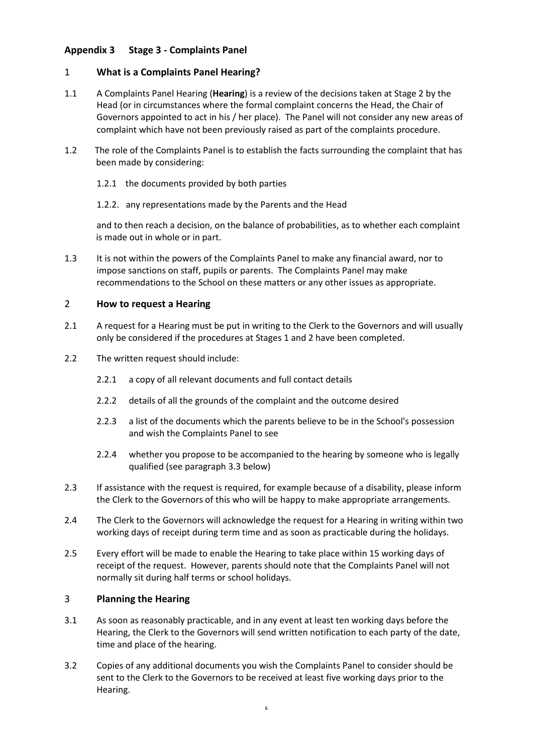## Appendix 3 Stage 3 - Complaints Panel

### 1 What is a Complaints Panel Hearing?

1.1 A Complaints Panel Hearing (**Hearing**) is a review of the decisions taken at Stage 2 by the Head (or in circumstances where the formal complaint concerns the Head, the Chair of Governors appointed to act in his / her place). The Panel will not consider any new areas of complaint which have not been previously raised as part of the complaints procedure.

1.2 The role of the Complaints Panel is to establish the facts surrounding the complaint that has been made by considering:

1.2.1 the documents provided by both parties

1.2.2. any representations made by the Parents and the Head

and to then reach a decision, on the balance of probabilities, as to whether each complaint is made out in whole or in part.

1.3 It is not within the powers of the Complaints Panel to make any financial award, nor to impose sanctions on staff, pupils or parents. The Complaints Panel may make recommendations to the School on these matters or any other issues as appropriate.

### 2 How to request a Hearing

2.1 A request for a Hearing must be put in writing to the Clerk to the Governors and will usually only be considered if the procedures at Stages 1 and 2 have been completed.

2.2 The written request should include:

2.2.1 a copy of all relevant documents and full contact details

2.2.2 details of all the grounds of the complaint and the outcome desired

2.2.3 a list of the documents which the parents believe to be in the School's possession and wish the Complaints Panel to see

2.2.4 whether you propose to be accompanied to the hearing by someone who is legally qualified (see paragraph 3.3 below)

2.3 If assistance with the request is required, for example because of a disability, please inform the Clerk to the Governors of this who will be happy to make appropriate arrangements.

2.4 The Clerk to the Governors will acknowledge the request for a Hearing in writing within two working days of receipt during term time and as soon as practicable during the holidays.

2.5 Every effort will be made to enable the Hearing to take place within 15 working days of receipt of the request. However, parents should note that the Complaints Panel will not normally sit during half terms or school holidays.

### 3 Planning the Hearing

3.1 As soon as reasonably practicable, and in any event at least ten working days before the Hearing, the Clerk to the Governors will send written notification to each party of the date, time and place of the hearing.

3.2 Copies of any additional documents you wish the Complaints Panel to consider should be sent to the Clerk to the Governors to be received at least five working days prior to the Hearing.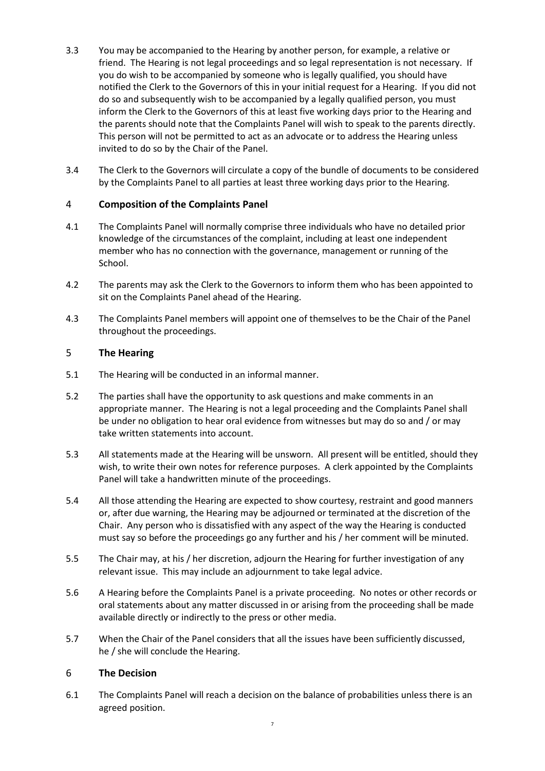3.3 You may be accompanied to the Hearing by another person, for example, a relative or friend. The Hearing is not legal proceedings and so legal representation is not necessary. If you do wish to be accompanied by someone who is legally qualified, you should have notified the Clerk to the Governors of this in your initial request for a Hearing. If you did not do so and subsequently wish to be accompanied by a legally qualified person, you must inform the Clerk to the Governors of this at least five working days prior to the Hearing and the parents should note that the Complaints Panel will wish to speak to the parents directly. This person will not be permitted to act as an advocate or to address the Hearing unless invited to do so by the Chair of the Panel.

3.4 The Clerk to the Governors will circulate a copy of the bundle of documents to be considered by the Complaints Panel to all parties at least three working days prior to the Hearing.

## 4 Composition of the Complaints Panel

4.1 The Complaints Panel will normally comprise three individuals who have no detailed prior knowledge of the circumstances of the complaint, including at least one independent member who has no connection with the governance, management or running of the School.

4.2 The parents may ask the Clerk to the Governors to inform them who has been appointed to sit on the Complaints Panel ahead of the Hearing.

4.3 The Complaints Panel members will appoint one of themselves to be the Chair of the Panel throughout the proceedings.

## 5 The Hearing

5.1 The Hearing will be conducted in an informal manner.

5.2 The parties shall have the opportunity to ask questions and make comments in an appropriate manner. The Hearing is not a legal proceeding and the Complaints Panel shall be under no obligation to hear oral evidence from witnesses but may do so and / or may take written statements into account.

5.3 All statements made at the Hearing will be unsworn. All present will be entitled, should they wish, to write their own notes for reference purposes. A clerk appointed by the Complaints Panel will take a handwritten minute of the proceedings.

5.4 All those attending the Hearing are expected to show courtesy, restraint and good manners or, after due warning, the Hearing may be adjourned or terminated at the discretion of the Chair. Any person who is dissatisfied with any aspect of the way the Hearing is conducted must say so before the proceedings go any further and his / her comment will be minuted.

5.5 The Chair may, at his / her discretion, adjourn the Hearing for further investigation of any relevant issue. This may include an adjournment to take legal advice.

5.6 A Hearing before the Complaints Panel is a private proceeding. No notes or other records or oral statements about any matter discussed in or arising from the proceeding shall be made available directly or indirectly to the press or other media.

5.7 When the Chair of the Panel considers that all the issues have been sufficiently discussed, he / she will conclude the Hearing.

## 6 The Decision

6.1 The Complaints Panel will reach a decision on the balance of probabilities unless there is an agreed position.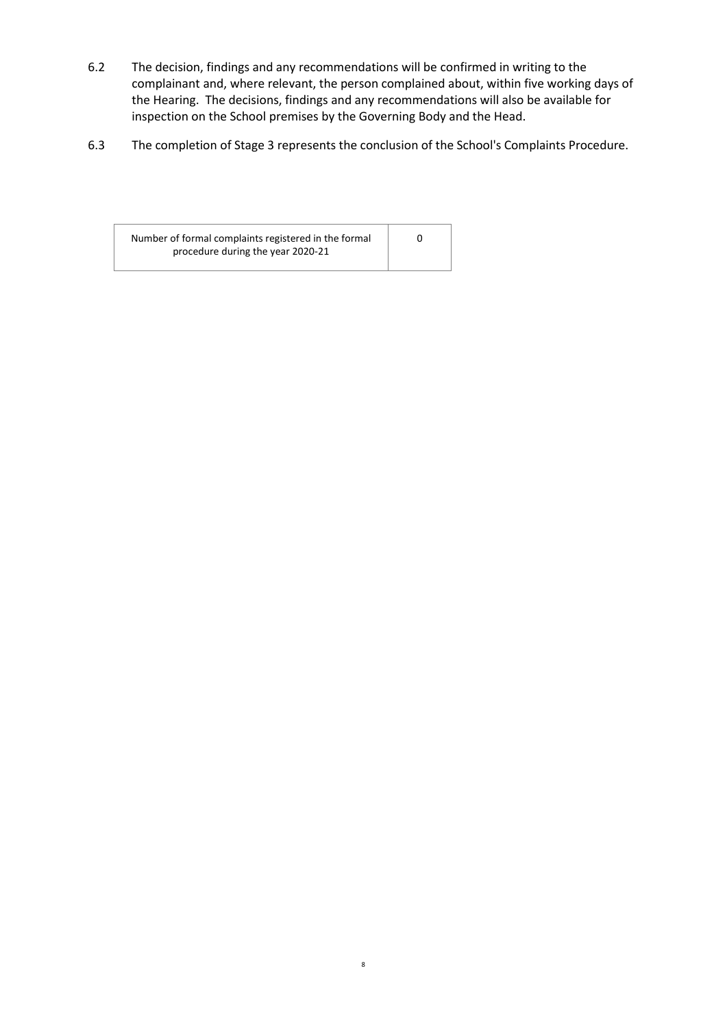6.2 The decision, findings and any recommendations will be confirmed in writing to the complainant and, where relevant, the person complained about, within five working days of the Hearing. The decisions, findings and any recommendations will also be available for inspection on the School premises by the Governing Body and the Head.

6.3 The completion of Stage 3 represents the conclusion of the School's Complaints Procedure.

| | |
|---|---|
| Number of formal complaints registered in the formal procedure during the year 2020-21 | 0 |